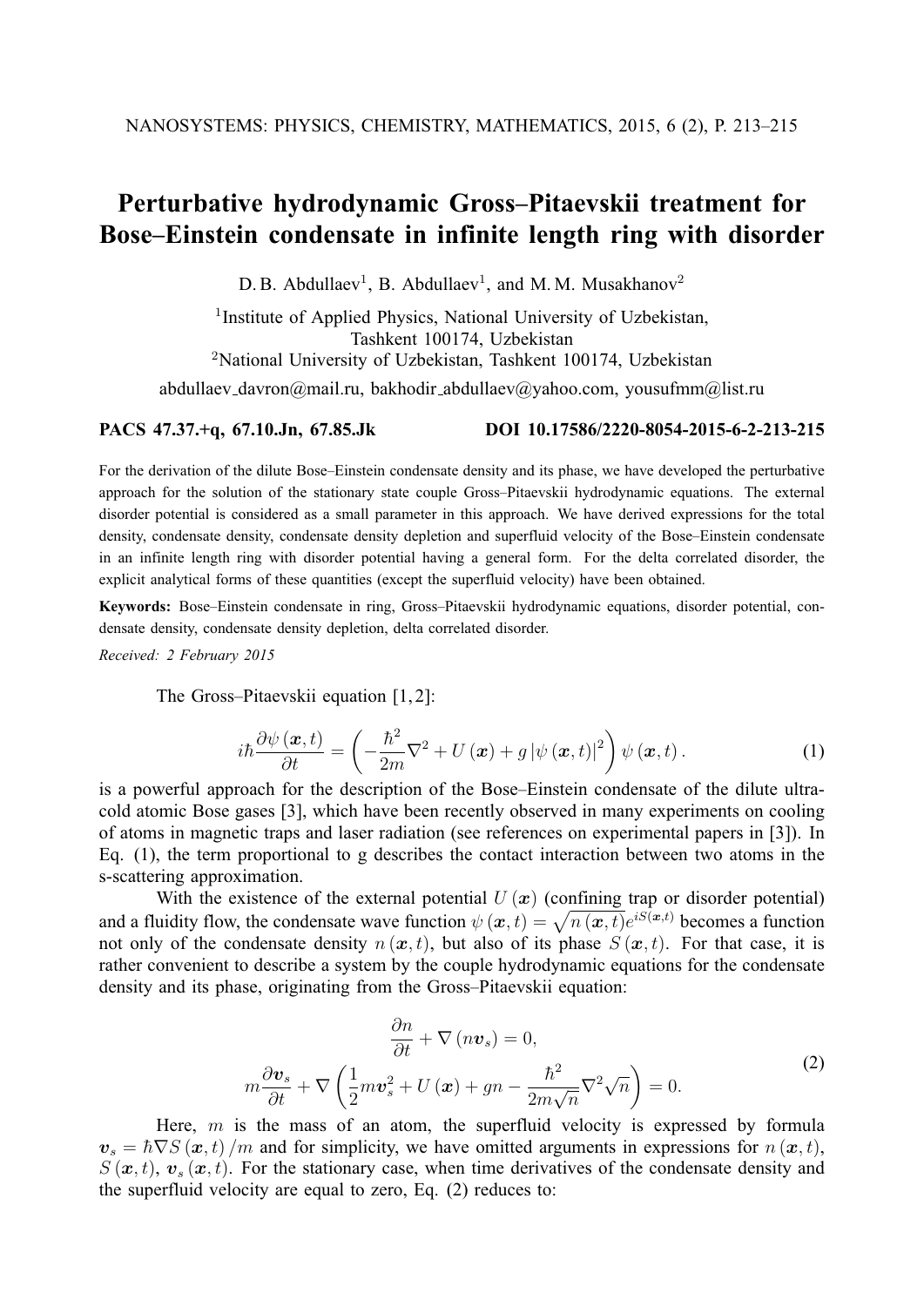# Perturbative hydrodynamic Gross–Pitaevskii treatment for Bose–Einstein condensate in infinite length ring with disorder

D. B. Abdullaev[1], B. Abdullaev[1], and M. M. Musakhanov[2]

[1]Institute of Applied Physics, National University of Uzbekistan, Tashkent 100174, Uzbekistan

[2]National University of Uzbekistan, Tashkent 100174, Uzbekistan

abdullaev_davron@mail.ru, bakhodir_abdullaev@yahoo.com, yousufmm@list.ru

**PACS 47.37.+q, 67.10.Jn, 67.85.Jk** **DOI 10.17586/2220-8054-2015-6-2-213-215**

For the derivation of the dilute Bose–Einstein condensate density and its phase, we have developed the perturbative approach for the solution of the stationary state couple Gross–Pitaevskii hydrodynamic equations. The external disorder potential is considered as a small parameter in this approach. We have derived expressions for the total density, condensate density, condensate density depletion and superfluid velocity of the Bose–Einstein condensate in an infinite length ring with disorder potential having a general form. For the delta correlated disorder, the explicit analytical forms of these quantities (except the superfluid velocity) have been obtained.

**Keywords:** Bose–Einstein condensate in ring, Gross–Pitaevskii hydrodynamic equations, disorder potential, condensate density, condensate density depletion, delta correlated disorder.

*Received: 2 February 2015*

The Gross–Pitaevskii equation [1,2]:

$$i\hbar\frac{\partial\psi\left(\boldsymbol{x},t\right)}{\partial t}=\left(-\frac{\hbar^{2}}{2m}\nabla^{2}+U\left(\boldsymbol{x}\right)+g\left|\psi\left(\boldsymbol{x},t\right)\right|^{2}\right)\psi\left(\boldsymbol{x},t\right). \tag{1}$$

is a powerful approach for the description of the Bose–Einstein condensate of the dilute ultra-cold atomic Bose gases [3], which have been recently observed in many experiments on cooling of atoms in magnetic traps and laser radiation (see references on experimental papers in [3]). In Eq. (1), the term proportional to g describes the contact interaction between two atoms in the s-scattering approximation.

With the existence of the external potential $U\left(\boldsymbol{x}\right)$ (confining trap or disorder potential) and a fluidity flow, the condensate wave function $\psi\left(\boldsymbol{x},t\right)=\sqrt{n\left(\boldsymbol{x},t\right)}e^{iS\left(\boldsymbol{x},t\right)}$ becomes a function not only of the condensate density $n\left(\boldsymbol{x},t\right)$, but also of its phase $S\left(\boldsymbol{x},t\right)$. For that case, it is rather convenient to describe a system by the couple hydrodynamic equations for the condensate density and its phase, originating from the Gross–Pitaevskii equation:

$$\begin{gathered}\frac{\partial n}{\partial t}+\nabla\left(n\boldsymbol{v}_{s}\right)=0,\\ m\frac{\partial\boldsymbol{v}_{s}}{\partial t}+\nabla\left(\frac{1}{2}m\boldsymbol{v}_{s}^{2}+U\left(\boldsymbol{x}\right)+gn-\frac{\hbar^{2}}{2m\sqrt{n}}\nabla^{2}\sqrt{n}\right)=0.\end{gathered} \tag{2}$$

Here, $m$ is the mass of an atom, the superfluid velocity is expressed by formula $\boldsymbol{v}_{s}=\hbar\nabla S\left(\boldsymbol{x},t\right)/m$ and for simplicity, we have omitted arguments in expressions for $n\left(\boldsymbol{x},t\right)$, $S\left(\boldsymbol{x},t\right)$, $\boldsymbol{v}_{s}\left(\boldsymbol{x},t\right)$. For the stationary case, when time derivatives of the condensate density and the superfluid velocity are equal to zero, Eq. (2) reduces to: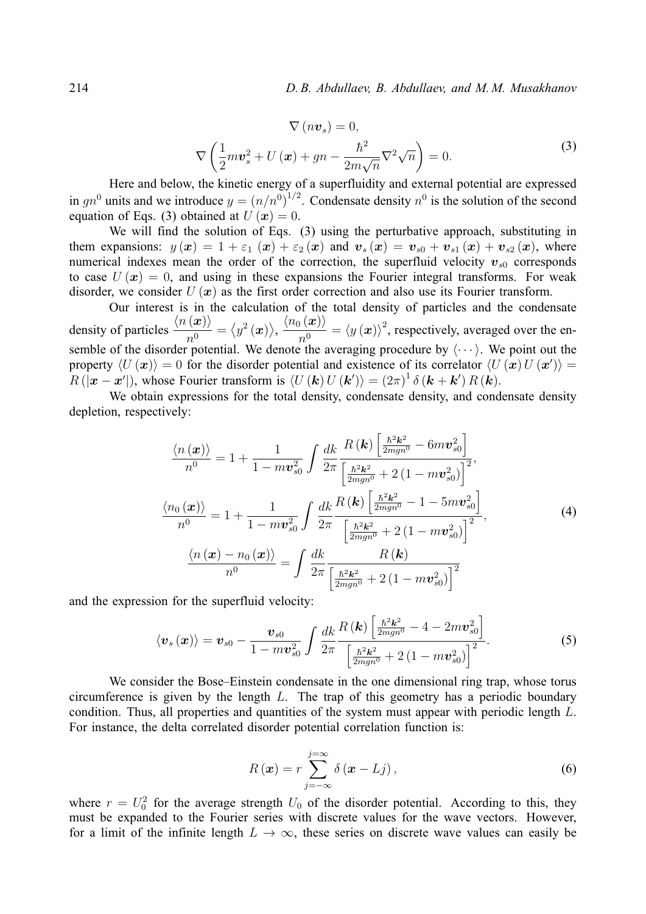$$
\begin{gathered}
\nabla\left(n\boldsymbol{v}_s\right)=0,\\
\nabla\left(\frac{1}{2}m\boldsymbol{v}_s^2+U\left(\boldsymbol{x}\right)+gn-\frac{\hbar^2}{2m\sqrt{n}}\nabla^2\sqrt{n}\right)=0.
\end{gathered}
\tag{3}
$$

Here and below, the kinetic energy of a superfluidity and external potential are expressed in $gn^0$ units and we introduce $y=\left(n/n^0\right)^{1/2}$. Condensate density $n^0$ is the solution of the second equation of Eqs. (3) obtained at $U\left(\boldsymbol{x}\right)=0$.

We will find the solution of Eqs. (3) using the perturbative approach, substituting in them expansions: $y\left(\boldsymbol{x}\right)=1+\varepsilon_1\left(\boldsymbol{x}\right)+\varepsilon_2\left(\boldsymbol{x}\right)$ and $\boldsymbol{v}_s\left(\boldsymbol{x}\right)=\boldsymbol{v}_{s0}+\boldsymbol{v}_{s1}\left(\boldsymbol{x}\right)+\boldsymbol{v}_{s2}\left(\boldsymbol{x}\right)$, where numerical indexes mean the order of the correction, the superfluid velocity $\boldsymbol{v}_{s0}$ corresponds to case $U\left(\boldsymbol{x}\right)=0$, and using in these expansions the Fourier integral transforms. For weak disorder, we consider $U\left(\boldsymbol{x}\right)$ as the first order correction and also use its Fourier transform.

Our interest is in the calculation of the total density of particles and the condensate density of particles $\dfrac{\langle n\left(\boldsymbol{x}\right)\rangle}{n^0}=\left\langle y^2\left(\boldsymbol{x}\right)\right\rangle$, $\dfrac{\langle n_0\left(\boldsymbol{x}\right)\rangle}{n^0}=\langle y\left(\boldsymbol{x}\right)\rangle^2$, respectively, averaged over the ensemble of the disorder potential. We denote the averaging procedure by $\langle\cdots\rangle$. We point out the property $\langle U\left(\boldsymbol{x}\right)\rangle=0$ for the disorder potential and existence of its correlator $\langle U\left(\boldsymbol{x}\right)U\left(\boldsymbol{x}'\right)\rangle=R\left(|\boldsymbol{x}-\boldsymbol{x}'|\right)$, whose Fourier transform is $\langle U\left(\boldsymbol{k}\right)U\left(\boldsymbol{k}'\right)\rangle=\left(2\pi\right)^1\delta\left(\boldsymbol{k}+\boldsymbol{k}'\right)R\left(\boldsymbol{k}\right)$.

We obtain expressions for the total density, condensate density, and condensate density depletion, respectively:

$$
\begin{gathered}
\frac{\langle n\left(\boldsymbol{x}\right)\rangle}{n^0}=1+\frac{1}{1-m\boldsymbol{v}_{s0}^2}\int\frac{dk}{2\pi}\frac{R\left(\boldsymbol{k}\right)\left[\frac{\hbar^2\boldsymbol{k}^2}{2mgn^0}-6m\boldsymbol{v}_{s0}^2\right]}{\left[\frac{\hbar^2\boldsymbol{k}^2}{2mgn^0}+2\left(1-m\boldsymbol{v}_{s0}^2\right)\right]^2},\\
\frac{\langle n_0\left(\boldsymbol{x}\right)\rangle}{n^0}=1+\frac{1}{1-m\boldsymbol{v}_{s0}^2}\int\frac{dk}{2\pi}\frac{R\left(\boldsymbol{k}\right)\left[\frac{\hbar^2\boldsymbol{k}^2}{2mgn^0}-1-5m\boldsymbol{v}_{s0}^2\right]}{\left[\frac{\hbar^2\boldsymbol{k}^2}{2mgn^0}+2\left(1-m\boldsymbol{v}_{s0}^2\right)\right]^2},\\
\frac{\langle n\left(\boldsymbol{x}\right)-n_0\left(\boldsymbol{x}\right)\rangle}{n^0}=\int\frac{dk}{2\pi}\frac{R\left(\boldsymbol{k}\right)}{\left[\frac{\hbar^2\boldsymbol{k}^2}{2mgn^0}+2\left(1-m\boldsymbol{v}_{s0}^2\right)\right]^2}
\end{gathered}
\tag{4}
$$

and the expression for the superfluid velocity:

$$
\langle\boldsymbol{v}_s\left(\boldsymbol{x}\right)\rangle=\boldsymbol{v}_{s0}-\frac{\boldsymbol{v}_{s0}}{1-m\boldsymbol{v}_{s0}^2}\int\frac{dk}{2\pi}\frac{R\left(\boldsymbol{k}\right)\left[\frac{\hbar^2\boldsymbol{k}^2}{2mgn^0}-4-2m\boldsymbol{v}_{s0}^2\right]}{\left[\frac{\hbar^2\boldsymbol{k}^2}{2mgn^0}+2\left(1-m\boldsymbol{v}_{s0}^2\right)\right]^2}.
\tag{5}
$$

We consider the Bose–Einstein condensate in the one dimensional ring trap, whose torus circumference is given by the length $L$. The trap of this geometry has a periodic boundary condition. Thus, all properties and quantities of the system must appear with periodic length $L$. For instance, the delta correlated disorder potential correlation function is:

$$
R\left(\boldsymbol{x}\right)=r\sum_{j=-\infty}^{j=\infty}\delta\left(\boldsymbol{x}-Lj\right),
\tag{6}
$$

where $r=U_0^2$ for the average strength $U_0$ of the disorder potential. According to this, they must be expanded to the Fourier series with discrete values for the wave vectors. However, for a limit of the infinite length $L\to\infty$, these series on discrete wave values can easily be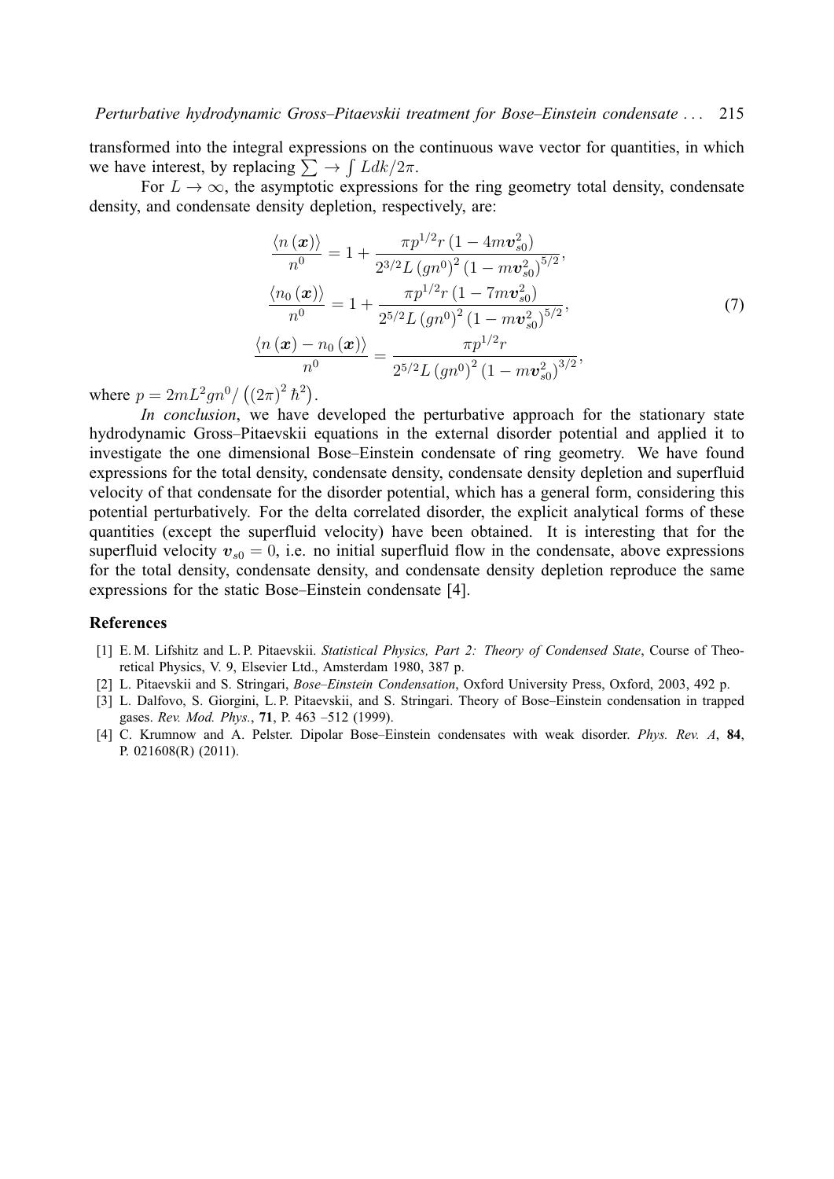transformed into the integral expressions on the continuous wave vector for quantities, in which we have interest, by replacing $\sum \to \int Ldk/2\pi$.

For $L \to \infty$, the asymptotic expressions for the ring geometry total density, condensate density, and condensate density depletion, respectively, are:

$$
\begin{aligned}
\frac{\langle n(\boldsymbol{x})\rangle}{n^0} &= 1 + \frac{\pi p^{1/2} r\left(1 - 4m\boldsymbol{v}_{s0}^2\right)}{2^{3/2} L\left(gn^0\right)^2\left(1 - m\boldsymbol{v}_{s0}^2\right)^{5/2}}, \\
\frac{\langle n_0(\boldsymbol{x})\rangle}{n^0} &= 1 + \frac{\pi p^{1/2} r\left(1 - 7m\boldsymbol{v}_{s0}^2\right)}{2^{5/2} L\left(gn^0\right)^2\left(1 - m\boldsymbol{v}_{s0}^2\right)^{5/2}}, \\
\frac{\langle n(\boldsymbol{x}) - n_0(\boldsymbol{x})\rangle}{n^0} &= \frac{\pi p^{1/2} r}{2^{5/2} L\left(gn^0\right)^2\left(1 - m\boldsymbol{v}_{s0}^2\right)^{3/2}},
\end{aligned}
\tag{7}
$$

where $p = 2mL^2gn^0/\left((2\pi)^2\hbar^2\right)$.

*In conclusion*, we have developed the perturbative approach for the stationary state hydrodynamic Gross–Pitaevskii equations in the external disorder potential and applied it to investigate the one dimensional Bose–Einstein condensate of ring geometry. We have found expressions for the total density, condensate density, condensate density depletion and superfluid velocity of that condensate for the disorder potential, which has a general form, considering this potential perturbatively. For the delta correlated disorder, the explicit analytical forms of these quantities (except the superfluid velocity) have been obtained. It is interesting that for the superfluid velocity $\boldsymbol{v}_{s0} = 0$, i.e. no initial superfluid flow in the condensate, above expressions for the total density, condensate density, and condensate density depletion reproduce the same expressions for the static Bose–Einstein condensate [4].

## References

[1] E. M. Lifshitz and L. P. Pitaevskii. *Statistical Physics, Part 2: Theory of Condensed State*, Course of Theoretical Physics, V. 9, Elsevier Ltd., Amsterdam 1980, 387 p.

[2] L. Pitaevskii and S. Stringari, *Bose–Einstein Condensation*, Oxford University Press, Oxford, 2003, 492 p.

[3] L. Dalfovo, S. Giorgini, L. P. Pitaevskii, and S. Stringari. Theory of Bose–Einstein condensation in trapped gases. *Rev. Mod. Phys.*, **71**, P. 463 –512 (1999).

[4] C. Krumnow and A. Pelster. Dipolar Bose–Einstein condensates with weak disorder. *Phys. Rev. A*, **84**, P. 021608(R) (2011).